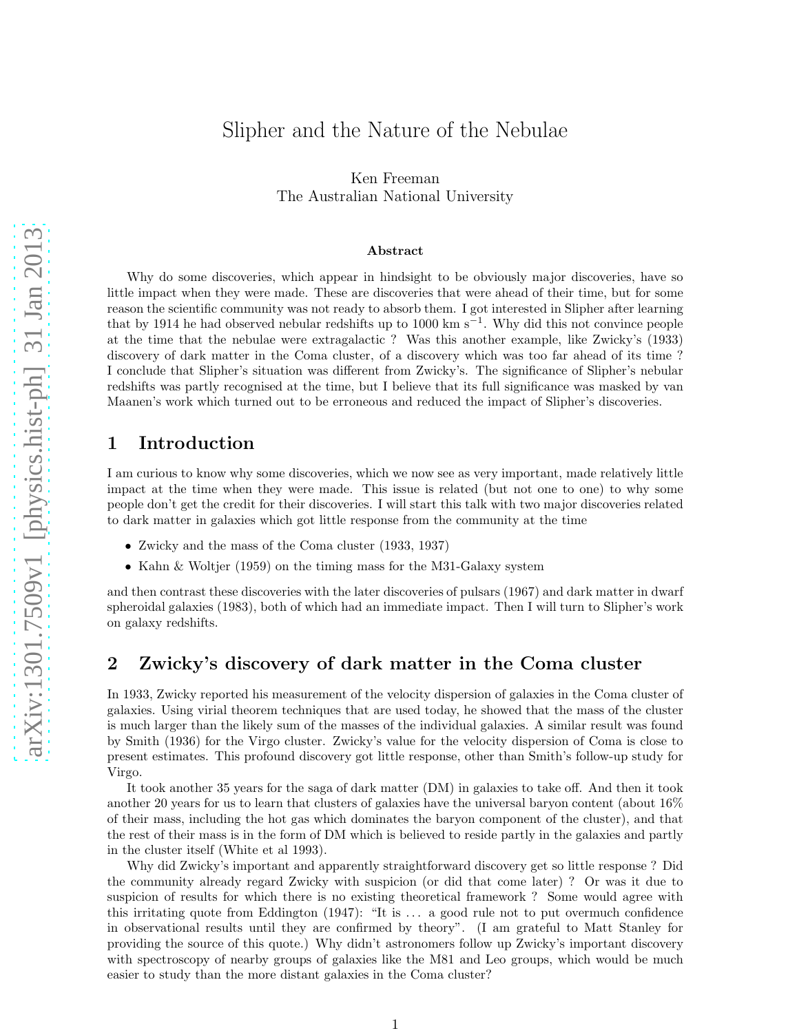# Slipher and the Nature of the Nebulae

Ken Freeman
The Australian National University

### Abstract

Why do some discoveries, which appear in hindsight to be obviously major discoveries, have so little impact when they were made. These are discoveries that were ahead of their time, but for some reason the scientific community was not ready to absorb them. I got interested in Slipher after learning that by 1914 he had observed nebular redshifts up to 1000 km $s^{-1}$. Why did this not convince people at the time that the nebulae were extragalactic ? Was this another example, like Zwicky's (1933) discovery of dark matter in the Coma cluster, of a discovery which was too far ahead of its time ? I conclude that Slipher's situation was different from Zwicky's. The significance of Slipher's nebular redshifts was partly recognised at the time, but I believe that its full significance was masked by van Maanen's work which turned out to be erroneous and reduced the impact of Slipher's discoveries.

## 1 Introduction

I am curious to know why some discoveries, which we now see as very important, made relatively little impact at the time when they were made. This issue is related (but not one to one) to why some people don't get the credit for their discoveries. I will start this talk with two major discoveries related to dark matter in galaxies which got little response from the community at the time

- Zwicky and the mass of the Coma cluster (1933, 1937)
- Kahn & Woltjer (1959) on the timing mass for the M31-Galaxy system

and then contrast these discoveries with the later discoveries of pulsars (1967) and dark matter in dwarf spheroidal galaxies (1983), both of which had an immediate impact. Then I will turn to Slipher's work on galaxy redshifts.

## 2 Zwicky's discovery of dark matter in the Coma cluster

In 1933, Zwicky reported his measurement of the velocity dispersion of galaxies in the Coma cluster of galaxies. Using virial theorem techniques that are used today, he showed that the mass of the cluster is much larger than the likely sum of the masses of the individual galaxies. A similar result was found by Smith (1936) for the Virgo cluster. Zwicky's value for the velocity dispersion of Coma is close to present estimates. This profound discovery got little response, other than Smith's follow-up study for Virgo.

It took another 35 years for the saga of dark matter (DM) in galaxies to take off. And then it took another 20 years for us to learn that clusters of galaxies have the universal baryon content (about 16% of their mass, including the hot gas which dominates the baryon component of the cluster), and that the rest of their mass is in the form of DM which is believed to reside partly in the galaxies and partly in the cluster itself (White et al 1993).

Why did Zwicky's important and apparently straightforward discovery get so little response ? Did the community already regard Zwicky with suspicion (or did that come later) ? Or was it due to suspicion of results for which there is no existing theoretical framework ? Some would agree with this irritating quote from Eddington (1947): "It is ... a good rule not to put overmuch confidence in observational results until they are confirmed by theory". (I am grateful to Matt Stanley for providing the source of this quote.) Why didn't astronomers follow up Zwicky's important discovery with spectroscopy of nearby groups of galaxies like the M81 and Leo groups, which would be much easier to study than the more distant galaxies in the Coma cluster?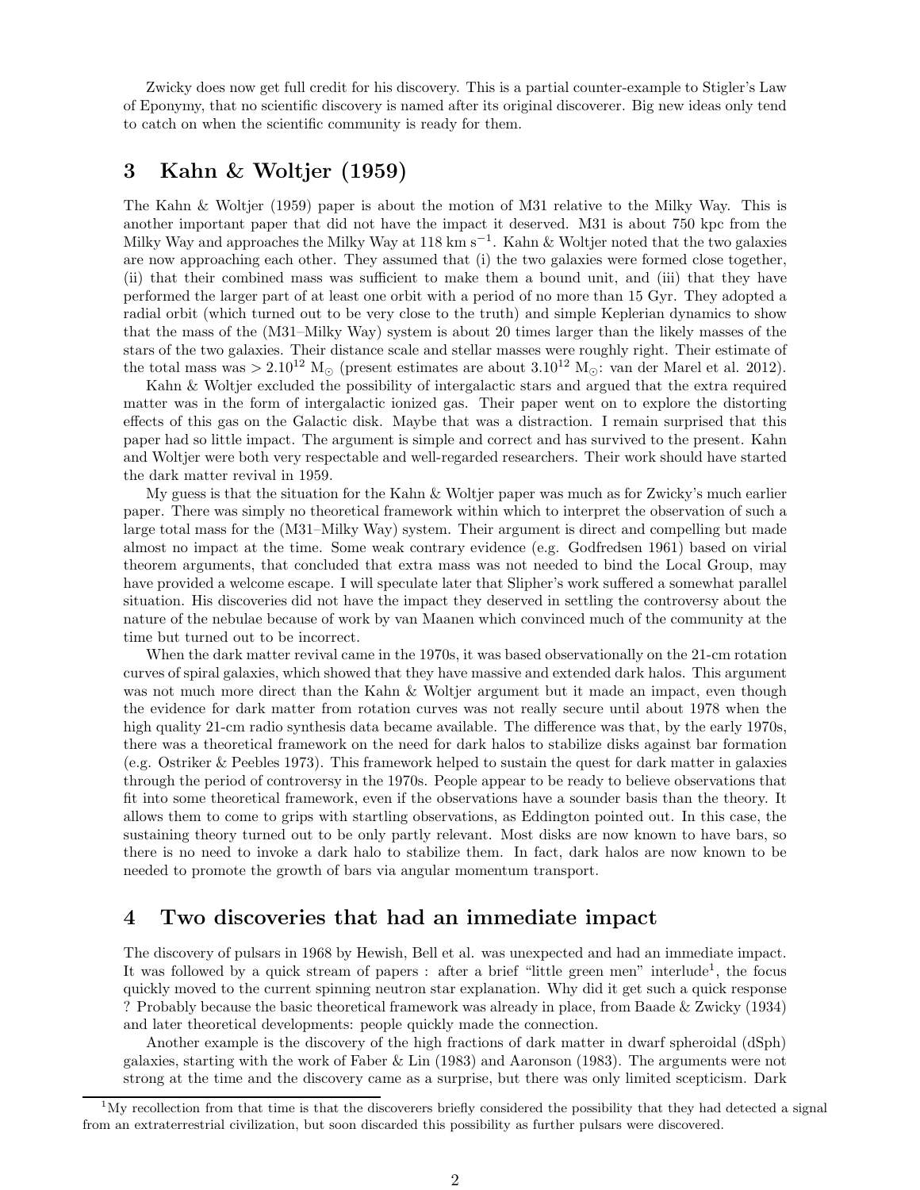Zwicky does now get full credit for his discovery. This is a partial counter-example to Stigler's Law of Eponymy, that no scientific discovery is named after its original discoverer. Big new ideas only tend to catch on when the scientific community is ready for them.

## 3 Kahn & Woltjer (1959)

The Kahn & Woltjer (1959) paper is about the motion of M31 relative to the Milky Way. This is another important paper that did not have the impact it deserved. M31 is about 750 kpc from the Milky Way and approaches the Milky Way at 118 km $s^{-1}$. Kahn & Woltjer noted that the two galaxies are now approaching each other. They assumed that (i) the two galaxies were formed close together, (ii) that their combined mass was sufficient to make them a bound unit, and (iii) that they have performed the larger part of at least one orbit with a period of no more than 15 Gyr. They adopted a radial orbit (which turned out to be very close to the truth) and simple Keplerian dynamics to show that the mass of the (M31–Milky Way) system is about 20 times larger than the likely masses of the stars of the two galaxies. Their distance scale and stellar masses were roughly right. Their estimate of the total mass was $> 2.10^{12}$ $M_\odot$ (present estimates are about $3.10^{12}$ $M_\odot$: van der Marel et al. 2012).

Kahn & Woltjer excluded the possibility of intergalactic stars and argued that the extra required matter was in the form of intergalactic ionized gas. Their paper went on to explore the distorting effects of this gas on the Galactic disk. Maybe that was a distraction. I remain surprised that this paper had so little impact. The argument is simple and correct and has survived to the present. Kahn and Woltjer were both very respectable and well-regarded researchers. Their work should have started the dark matter revival in 1959.

My guess is that the situation for the Kahn & Woltjer paper was much as for Zwicky's much earlier paper. There was simply no theoretical framework within which to interpret the observation of such a large total mass for the (M31–Milky Way) system. Their argument is direct and compelling but made almost no impact at the time. Some weak contrary evidence (e.g. Godfredsen 1961) based on virial theorem arguments, that concluded that extra mass was not needed to bind the Local Group, may have provided a welcome escape. I will speculate later that Slipher's work suffered a somewhat parallel situation. His discoveries did not have the impact they deserved in settling the controversy about the nature of the nebulae because of work by van Maanen which convinced much of the community at the time but turned out to be incorrect.

When the dark matter revival came in the 1970s, it was based observationally on the 21-cm rotation curves of spiral galaxies, which showed that they have massive and extended dark halos. This argument was not much more direct than the Kahn & Woltjer argument but it made an impact, even though the evidence for dark matter from rotation curves was not really secure until about 1978 when the high quality 21-cm radio synthesis data became available. The difference was that, by the early 1970s, there was a theoretical framework on the need for dark halos to stabilize disks against bar formation (e.g. Ostriker & Peebles 1973). This framework helped to sustain the quest for dark matter in galaxies through the period of controversy in the 1970s. People appear to be ready to believe observations that fit into some theoretical framework, even if the observations have a sounder basis than the theory. It allows them to come to grips with startling observations, as Eddington pointed out. In this case, the sustaining theory turned out to be only partly relevant. Most disks are now known to have bars, so there is no need to invoke a dark halo to stabilize them. In fact, dark halos are now known to be needed to promote the growth of bars via angular momentum transport.

## 4 Two discoveries that had an immediate impact

The discovery of pulsars in 1968 by Hewish, Bell et al. was unexpected and had an immediate impact. It was followed by a quick stream of papers : after a brief "little green men" interlude[1], the focus quickly moved to the current spinning neutron star explanation. Why did it get such a quick response ? Probably because the basic theoretical framework was already in place, from Baade & Zwicky (1934) and later theoretical developments: people quickly made the connection.

Another example is the discovery of the high fractions of dark matter in dwarf spheroidal (dSph) galaxies, starting with the work of Faber & Lin (1983) and Aaronson (1983). The arguments were not strong at the time and the discovery came as a surprise, but there was only limited scepticism. Dark

[1] My recollection from that time is that the discoverers briefly considered the possibility that they had detected a signal from an extraterrestrial civilization, but soon discarded this possibility as further pulsars were discovered.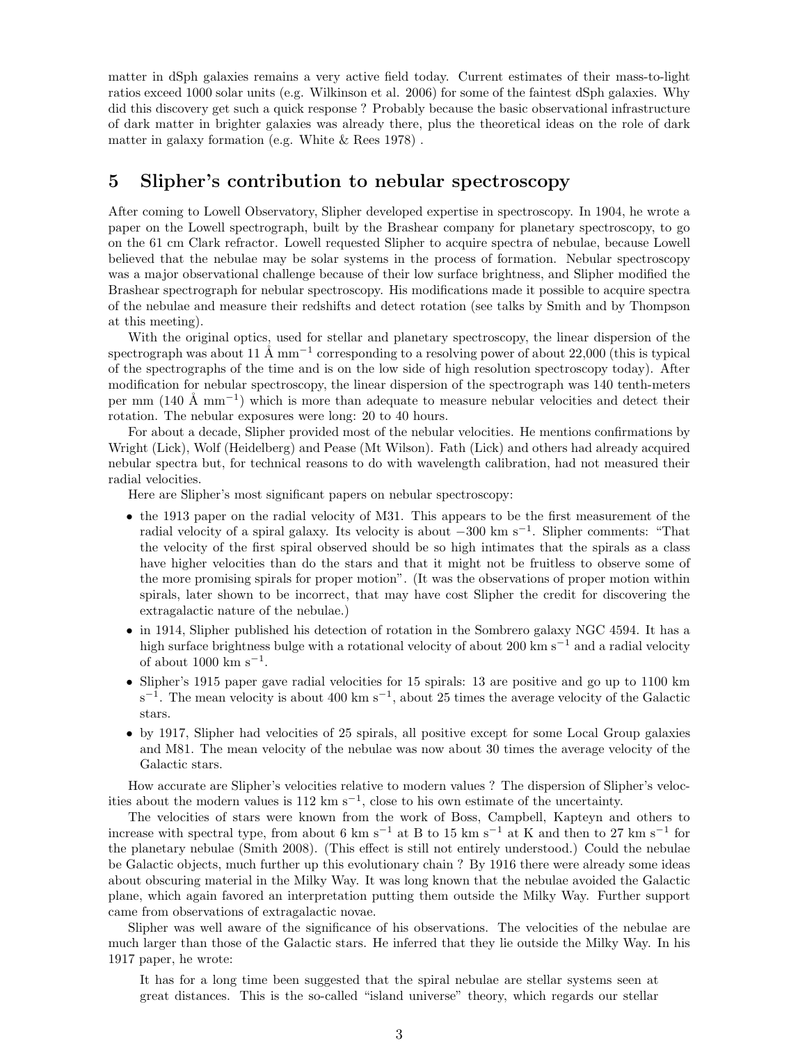matter in dSph galaxies remains a very active field today. Current estimates of their mass-to-light ratios exceed 1000 solar units (e.g. Wilkinson et al. 2006) for some of the faintest dSph galaxies. Why did this discovery get such a quick response ? Probably because the basic observational infrastructure of dark matter in brighter galaxies was already there, plus the theoretical ideas on the role of dark matter in galaxy formation (e.g. White & Rees 1978) .

## 5 Slipher's contribution to nebular spectroscopy

After coming to Lowell Observatory, Slipher developed expertise in spectroscopy. In 1904, he wrote a paper on the Lowell spectrograph, built by the Brashear company for planetary spectroscopy, to go on the 61 cm Clark refractor. Lowell requested Slipher to acquire spectra of nebulae, because Lowell believed that the nebulae may be solar systems in the process of formation. Nebular spectroscopy was a major observational challenge because of their low surface brightness, and Slipher modified the Brashear spectrograph for nebular spectroscopy. His modifications made it possible to acquire spectra of the nebulae and measure their redshifts and detect rotation (see talks by Smith and by Thompson at this meeting).

With the original optics, used for stellar and planetary spectroscopy, the linear dispersion of the spectrograph was about 11 Å mm$^{-1}$ corresponding to a resolving power of about 22,000 (this is typical of the spectrographs of the time and is on the low side of high resolution spectroscopy today). After modification for nebular spectroscopy, the linear dispersion of the spectrograph was 140 tenth-meters per mm (140 Å mm$^{-1}$) which is more than adequate to measure nebular velocities and detect their rotation. The nebular exposures were long: 20 to 40 hours.

For about a decade, Slipher provided most of the nebular velocities. He mentions confirmations by Wright (Lick), Wolf (Heidelberg) and Pease (Mt Wilson). Fath (Lick) and others had already acquired nebular spectra but, for technical reasons to do with wavelength calibration, had not measured their radial velocities.

Here are Slipher's most significant papers on nebular spectroscopy:

- the 1913 paper on the radial velocity of M31. This appears to be the first measurement of the radial velocity of a spiral galaxy. Its velocity is about $-300$ km s$^{-1}$. Slipher comments: "That the velocity of the first spiral observed should be so high intimates that the spirals as a class have higher velocities than do the stars and that it might not be fruitless to observe some of the more promising spirals for proper motion". (It was the observations of proper motion within spirals, later shown to be incorrect, that may have cost Slipher the credit for discovering the extragalactic nature of the nebulae.)
- in 1914, Slipher published his detection of rotation in the Sombrero galaxy NGC 4594. It has a high surface brightness bulge with a rotational velocity of about 200 km s$^{-1}$ and a radial velocity of about 1000 km s$^{-1}$.
- Slipher's 1915 paper gave radial velocities for 15 spirals: 13 are positive and go up to 1100 km s$^{-1}$. The mean velocity is about 400 km s$^{-1}$, about 25 times the average velocity of the Galactic stars.
- by 1917, Slipher had velocities of 25 spirals, all positive except for some Local Group galaxies and M81. The mean velocity of the nebulae was now about 30 times the average velocity of the Galactic stars.

How accurate are Slipher's velocities relative to modern values ? The dispersion of Slipher's velocities about the modern values is 112 km s$^{-1}$, close to his own estimate of the uncertainty.

The velocities of stars were known from the work of Boss, Campbell, Kapteyn and others to increase with spectral type, from about 6 km s$^{-1}$ at B to 15 km s$^{-1}$ at K and then to 27 km s$^{-1}$ for the planetary nebulae (Smith 2008). (This effect is still not entirely understood.) Could the nebulae be Galactic objects, much further up this evolutionary chain ? By 1916 there were already some ideas about obscuring material in the Milky Way. It was long known that the nebulae avoided the Galactic plane, which again favored an interpretation putting them outside the Milky Way. Further support came from observations of extragalactic novae.

Slipher was well aware of the significance of his observations. The velocities of the nebulae are much larger than those of the Galactic stars. He inferred that they lie outside the Milky Way. In his 1917 paper, he wrote:

> It has for a long time been suggested that the spiral nebulae are stellar systems seen at great distances. This is the so-called "island universe" theory, which regards our stellar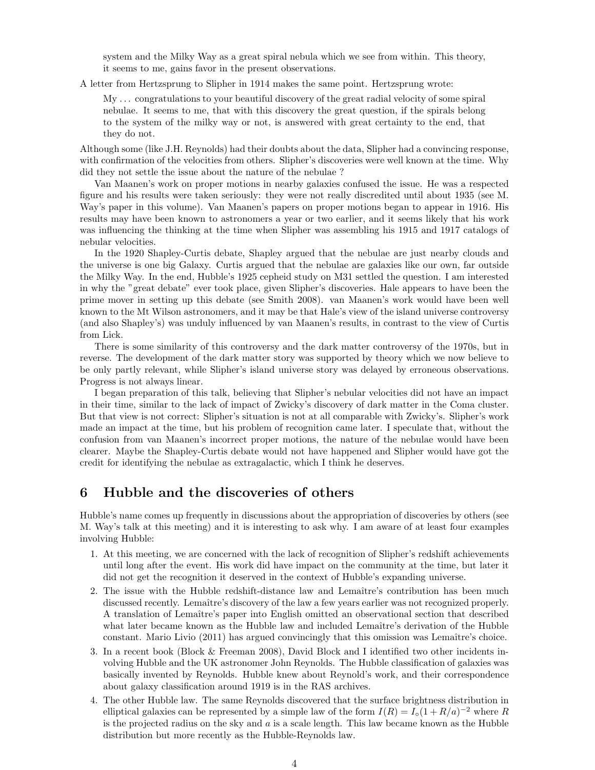system and the Milky Way as a great spiral nebula which we see from within. This theory, it seems to me, gains favor in the present observations.

A letter from Hertzsprung to Slipher in 1914 makes the same point. Hertzsprung wrote:

> My ... congratulations to your beautiful discovery of the great radial velocity of some spiral nebulae. It seems to me, that with this discovery the great question, if the spirals belong to the system of the milky way or not, is answered with great certainty to the end, that they do not.

Although some (like J.H. Reynolds) had their doubts about the data, Slipher had a convincing response, with confirmation of the velocities from others. Slipher's discoveries were well known at the time. Why did they not settle the issue about the nature of the nebulae ?

Van Maanen's work on proper motions in nearby galaxies confused the issue. He was a respected figure and his results were taken seriously: they were not really discredited until about 1935 (see M. Way's paper in this volume). Van Maanen's papers on proper motions began to appear in 1916. His results may have been known to astronomers a year or two earlier, and it seems likely that his work was influencing the thinking at the time when Slipher was assembling his 1915 and 1917 catalogs of nebular velocities.

In the 1920 Shapley-Curtis debate, Shapley argued that the nebulae are just nearby clouds and the universe is one big Galaxy. Curtis argued that the nebulae are galaxies like our own, far outside the Milky Way. In the end, Hubble's 1925 cepheid study on M31 settled the question. I am interested in why the "great debate" ever took place, given Slipher's discoveries. Hale appears to have been the prime mover in setting up this debate (see Smith 2008). van Maanen's work would have been well known to the Mt Wilson astronomers, and it may be that Hale's view of the island universe controversy (and also Shapley's) was unduly influenced by van Maanen's results, in contrast to the view of Curtis from Lick.

There is some similarity of this controversy and the dark matter controversy of the 1970s, but in reverse. The development of the dark matter story was supported by theory which we now believe to be only partly relevant, while Slipher's island universe story was delayed by erroneous observations. Progress is not always linear.

I began preparation of this talk, believing that Slipher's nebular velocities did not have an impact in their time, similar to the lack of impact of Zwicky's discovery of dark matter in the Coma cluster. But that view is not correct: Slipher's situation is not at all comparable with Zwicky's. Slipher's work made an impact at the time, but his problem of recognition came later. I speculate that, without the confusion from van Maanen's incorrect proper motions, the nature of the nebulae would have been clearer. Maybe the Shapley-Curtis debate would not have happened and Slipher would have got the credit for identifying the nebulae as extragalactic, which I think he deserves.

## 6 Hubble and the discoveries of others

Hubble's name comes up frequently in discussions about the appropriation of discoveries by others (see M. Way's talk at this meeting) and it is interesting to ask why. I am aware of at least four examples involving Hubble:

1. At this meeting, we are concerned with the lack of recognition of Slipher's redshift achievements until long after the event. His work did have impact on the community at the time, but later it did not get the recognition it deserved in the context of Hubble's expanding universe.
2. The issue with the Hubble redshift-distance law and Lemaître's contribution has been much discussed recently. Lemaître's discovery of the law a few years earlier was not recognized properly. A translation of Lemaître's paper into English omitted an observational section that described what later became known as the Hubble law and included Lemaître's derivation of the Hubble constant. Mario Livio (2011) has argued convincingly that this omission was Lemaître's choice.
3. In a recent book (Block & Freeman 2008), David Block and I identified two other incidents involving Hubble and the UK astronomer John Reynolds. The Hubble classification of galaxies was basically invented by Reynolds. Hubble knew about Reynold's work, and their correspondence about galaxy classification around 1919 is in the RAS archives.
4. The other Hubble law. The same Reynolds discovered that the surface brightness distribution in elliptical galaxies can be represented by a simple law of the form $I(R) = I_{\circ}(1 + R/a)^{-2}$ where $R$ is the projected radius on the sky and $a$ is a scale length. This law became known as the Hubble distribution but more recently as the Hubble-Reynolds law.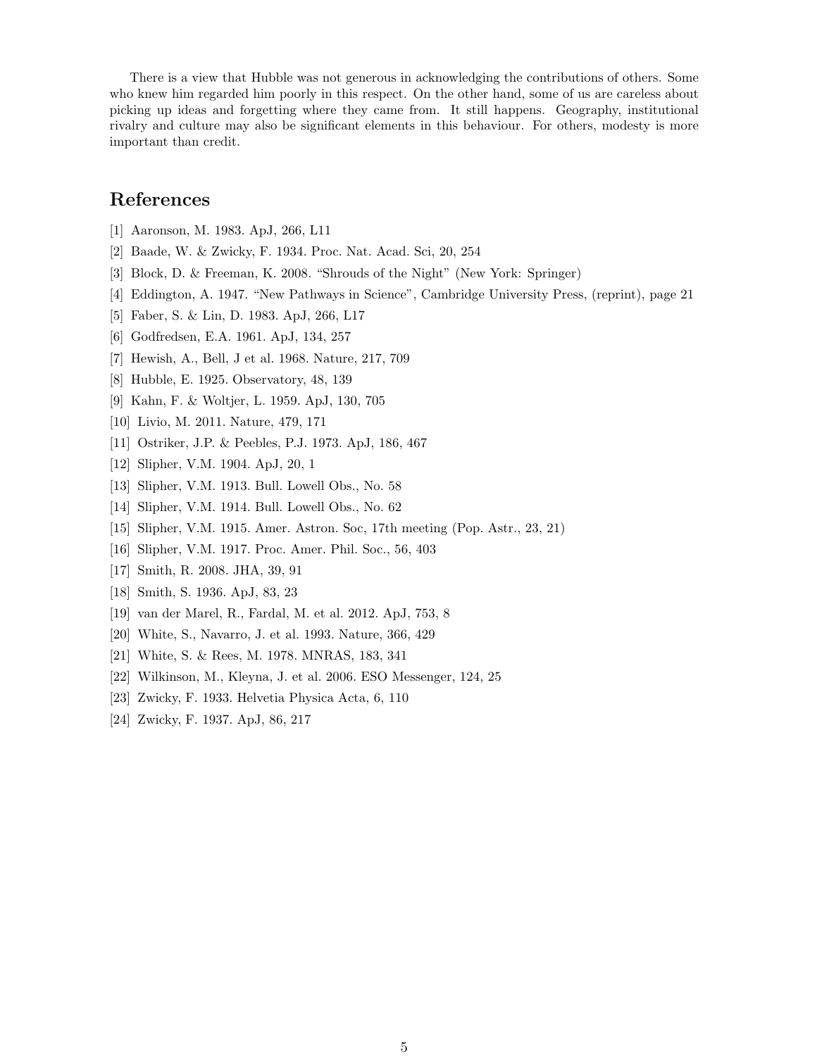There is a view that Hubble was not generous in acknowledging the contributions of others. Some who knew him regarded him poorly in this respect. On the other hand, some of us are careless about picking up ideas and forgetting where they came from. It still happens. Geography, institutional rivalry and culture may also be significant elements in this behaviour. For others, modesty is more important than credit.

## References

[1] Aaronson, M. 1983. ApJ, 266, L11

[2] Baade, W. & Zwicky, F. 1934. Proc. Nat. Acad. Sci, 20, 254

[3] Block, D. & Freeman, K. 2008. "Shrouds of the Night" (New York: Springer)

[4] Eddington, A. 1947. "New Pathways in Science", Cambridge University Press, (reprint), page 21

[5] Faber, S. & Lin, D. 1983. ApJ, 266, L17

[6] Godfredsen, E.A. 1961. ApJ, 134, 257

[7] Hewish, A., Bell, J et al. 1968. Nature, 217, 709

[8] Hubble, E. 1925. Observatory, 48, 139

[9] Kahn, F. & Woltjer, L. 1959. ApJ, 130, 705

[10] Livio, M. 2011. Nature, 479, 171

[11] Ostriker, J.P. & Peebles, P.J. 1973. ApJ, 186, 467

[12] Slipher, V.M. 1904. ApJ, 20, 1

[13] Slipher, V.M. 1913. Bull. Lowell Obs., No. 58

[14] Slipher, V.M. 1914. Bull. Lowell Obs., No. 62

[15] Slipher, V.M. 1915. Amer. Astron. Soc, 17th meeting (Pop. Astr., 23, 21)

[16] Slipher, V.M. 1917. Proc. Amer. Phil. Soc., 56, 403

[17] Smith, R. 2008. JHA, 39, 91

[18] Smith, S. 1936. ApJ, 83, 23

[19] van der Marel, R., Fardal, M. et al. 2012. ApJ, 753, 8

[20] White, S., Navarro, J. et al. 1993. Nature, 366, 429

[21] White, S. & Rees, M. 1978. MNRAS, 183, 341

[22] Wilkinson, M., Kleyna, J. et al. 2006. ESO Messenger, 124, 25

[23] Zwicky, F. 1933. Helvetia Physica Acta, 6, 110

[24] Zwicky, F. 1937. ApJ, 86, 217